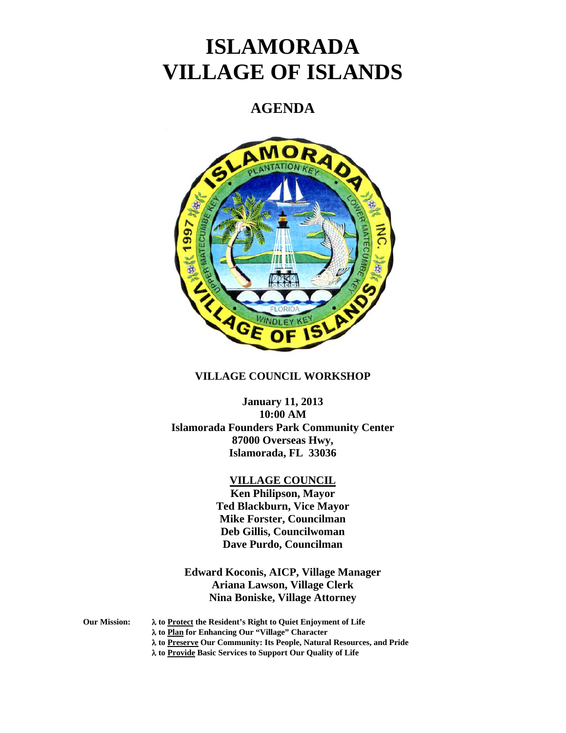# ISLAMORADA
# VILLAGE OF ISLANDS

## AGENDA

**VILLAGE COUNCIL WORKSHOP**

**January 11, 2013**
**10:00 AM**
**Islamorada Founders Park Community Center**
**87000 Overseas Hwy,**
**Islamorada, FL 33036**

**VILLAGE COUNCIL**

**Ken Philipson, Mayor**
**Ted Blackburn, Vice Mayor**
**Mike Forster, Councilman**
**Deb Gillis, Councilwoman**
**Dave Purdo, Councilman**

**Edward Koconis, AICP, Village Manager**
**Ariana Lawson, Village Clerk**
**Nina Boniske, Village Attorney**

**Our Mission:**

- **to Protect the Resident's Right to Quiet Enjoyment of Life**
- **to Plan for Enhancing Our "Village" Character**
- **to Preserve Our Community: Its People, Natural Resources, and Pride**
- **to Provide Basic Services to Support Our Quality of Life**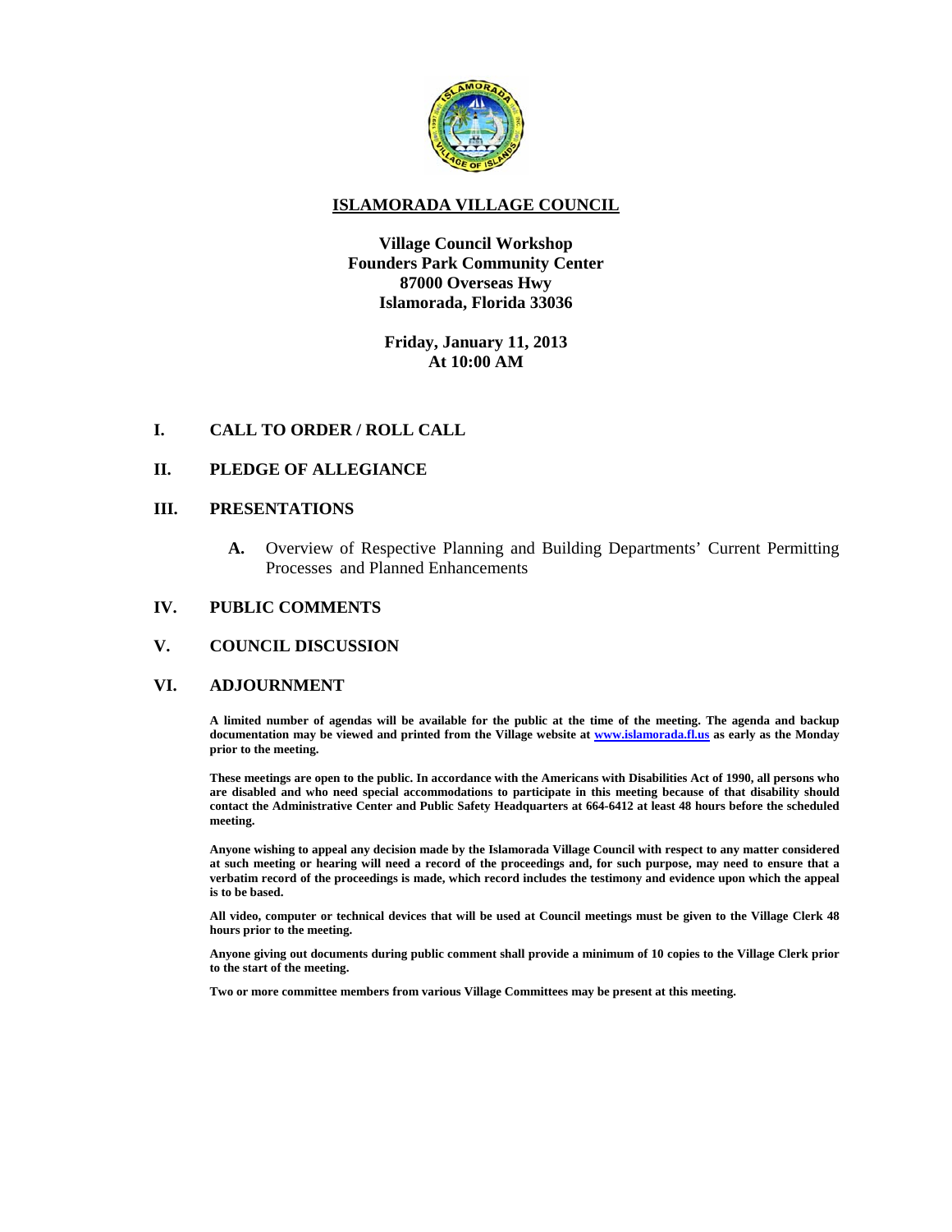# ISLAMORADA VILLAGE COUNCIL

**Village Council Workshop**
**Founders Park Community Center**
**87000 Overseas Hwy**
**Islamorada, Florida 33036**

**Friday, January 11, 2013**
**At 10:00 AM**

## I. CALL TO ORDER / ROLL CALL

## II. PLEDGE OF ALLEGIANCE

## III. PRESENTATIONS

**A.** Overview of Respective Planning and Building Departments' Current Permitting Processes and Planned Enhancements

## IV. PUBLIC COMMENTS

## V. COUNCIL DISCUSSION

## VI. ADJOURNMENT

**A limited number of agendas will be available for the public at the time of the meeting. The agenda and backup documentation may be viewed and printed from the Village website at www.islamorada.fl.us as early as the Monday prior to the meeting.**

**These meetings are open to the public. In accordance with the Americans with Disabilities Act of 1990, all persons who are disabled and who need special accommodations to participate in this meeting because of that disability should contact the Administrative Center and Public Safety Headquarters at 664-6412 at least 48 hours before the scheduled meeting.**

**Anyone wishing to appeal any decision made by the Islamorada Village Council with respect to any matter considered at such meeting or hearing will need a record of the proceedings and, for such purpose, may need to ensure that a verbatim record of the proceedings is made, which record includes the testimony and evidence upon which the appeal is to be based.**

**All video, computer or technical devices that will be used at Council meetings must be given to the Village Clerk 48 hours prior to the meeting.**

**Anyone giving out documents during public comment shall provide a minimum of 10 copies to the Village Clerk prior to the start of the meeting.**

**Two or more committee members from various Village Committees may be present at this meeting.**